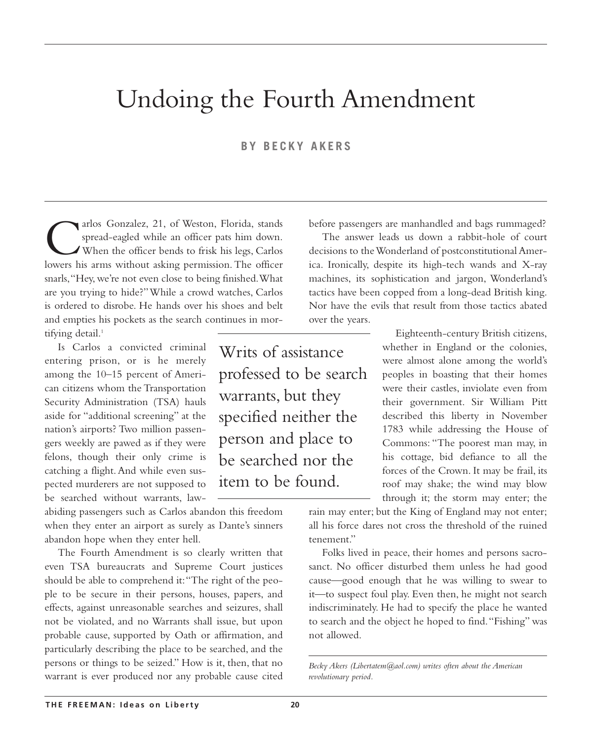# Undoing the Fourth Amendment

**BY BECKY AKERS**

Carlos Gonzalez, 21, of Weston, Florida, stands spread-eagled while an officer pats him down. When the officer bends to frisk his legs, Carlos lowers his arms without asking permission. The officer snarls, "Hey, we're not even close to being finished. What are you trying to hide?" While a crowd watches, Carlos is ordered to disrobe. He hands over his shoes and belt and empties his pockets as the search continues in mortifying detail.[1]

Is Carlos a convicted criminal entering prison, or is he merely among the 10–15 percent of American citizens whom the Transportation Security Administration (TSA) hauls aside for "additional screening" at the nation's airports? Two million passengers weekly are pawed as if they were felons, though their only crime is catching a flight. And while even suspected murderers are not supposed to be searched without warrants, law-abiding passengers such as Carlos abandon this freedom when they enter an airport as surely as Dante's sinners abandon hope when they enter hell.

The Fourth Amendment is so clearly written that even TSA bureaucrats and Supreme Court justices should be able to comprehend it: "The right of the people to be secure in their persons, houses, papers, and effects, against unreasonable searches and seizures, shall not be violated, and no Warrants shall issue, but upon probable cause, supported by Oath or affirmation, and particularly describing the place to be searched, and the persons or things to be seized." How is it, then, that no warrant is ever produced nor any probable cause cited before passengers are manhandled and bags rummaged?

The answer leads us down a rabbit-hole of court decisions to the Wonderland of postconstitutional America. Ironically, despite its high-tech wands and X-ray machines, its sophistication and jargon, Wonderland's tactics have been copped from a long-dead British king. Nor have the evils that result from those tactics abated over the years.

> Writs of assistance professed to be search warrants, but they specified neither the person and place to be searched nor the item to be found.

Eighteenth-century British citizens, whether in England or the colonies, were almost alone among the world's peoples in boasting that their homes were their castles, inviolate even from their government. Sir William Pitt described this liberty in November 1783 while addressing the House of Commons: "The poorest man may, in his cottage, bid defiance to all the forces of the Crown. It may be frail, its roof may shake; the wind may blow through it; the storm may enter; the rain may enter; but the King of England may not enter; all his force dares not cross the threshold of the ruined tenement."

Folks lived in peace, their homes and persons sacrosanct. No officer disturbed them unless he had good cause—good enough that he was willing to swear to it—to suspect foul play. Even then, he might not search indiscriminately. He had to specify the place he wanted to search and the object he hoped to find. "Fishing" was not allowed.

---

*Becky Akers (Libertatem@aol.com) writes often about the American revolutionary period.*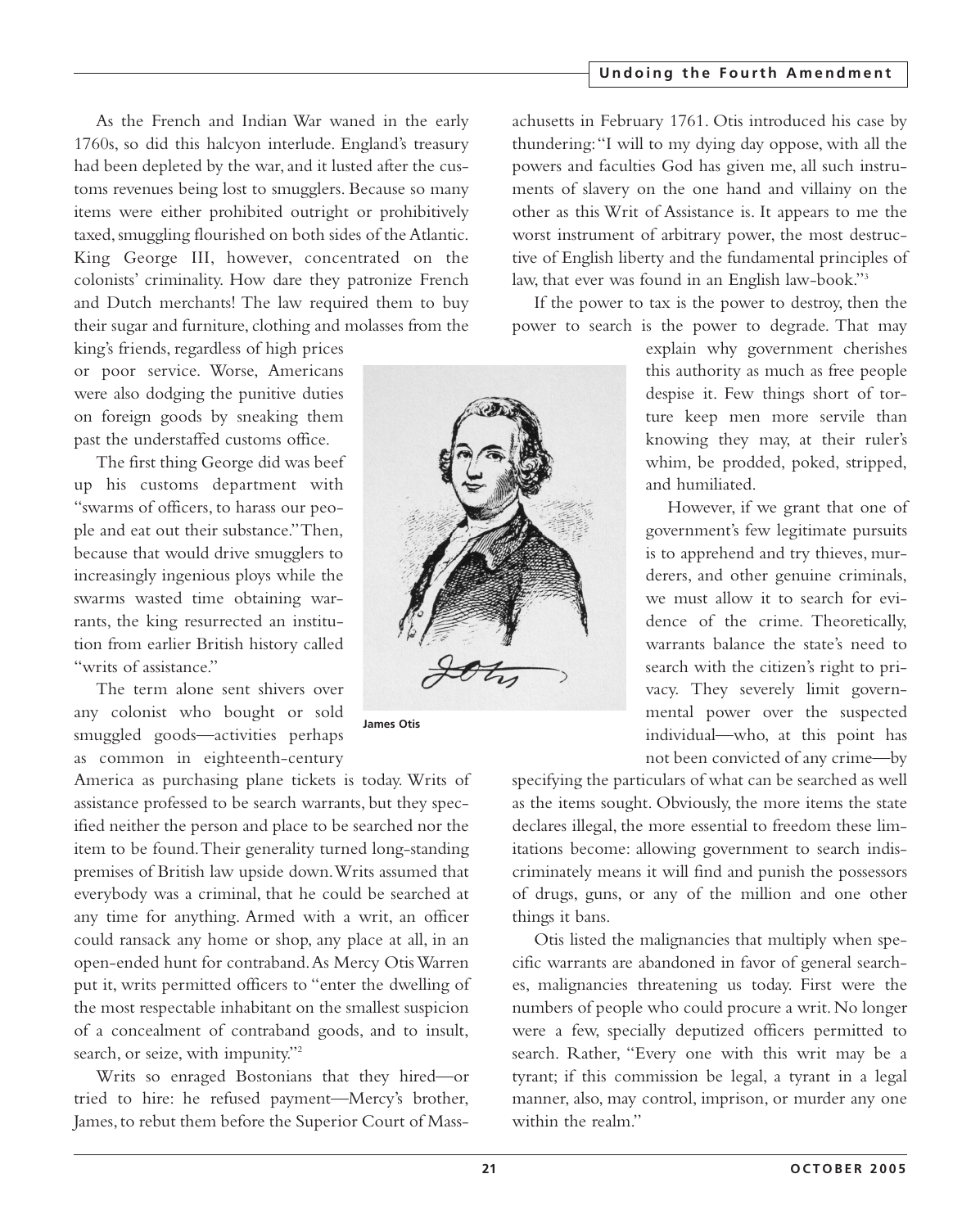As the French and Indian War waned in the early 1760s, so did this halcyon interlude. England's treasury had been depleted by the war, and it lusted after the customs revenues being lost to smugglers. Because so many items were either prohibited outright or prohibitively taxed, smuggling flourished on both sides of the Atlantic. King George III, however, concentrated on the colonists' criminality. How dare they patronize French and Dutch merchants! The law required them to buy their sugar and furniture, clothing and molasses from the king's friends, regardless of high prices or poor service. Worse, Americans were also dodging the punitive duties on foreign goods by sneaking them past the understaffed customs office.

The first thing George did was beef up his customs department with "swarms of officers, to harass our people and eat out their substance." Then, because that would drive smugglers to increasingly ingenious ploys while the swarms wasted time obtaining warrants, the king resurrected an institution from earlier British history called "writs of assistance."

The term alone sent shivers over any colonist who bought or sold smuggled goods—activities perhaps as common in eighteenth-century America as purchasing plane tickets is today. Writs of assistance professed to be search warrants, but they specified neither the person and place to be searched nor the item to be found. Their generality turned long-standing premises of British law upside down. Writs assumed that everybody was a criminal, that he could be searched at any time for anything. Armed with a writ, an officer could ransack any home or shop, any place at all, in an open-ended hunt for contraband. As Mercy Otis Warren put it, writs permitted officers to "enter the dwelling of the most respectable inhabitant on the smallest suspicion of a concealment of contraband goods, and to insult, search, or seize, with impunity."[2]

Writs so enraged Bostonians that they hired—or tried to hire: he refused payment—Mercy's brother, James, to rebut them before the Superior Court of Massachusetts in February 1761. Otis introduced his case by thundering: "I will to my dying day oppose, with all the powers and faculties God has given me, all such instruments of slavery on the one hand and villainy on the other as this Writ of Assistance is. It appears to me the worst instrument of arbitrary power, the most destructive of English liberty and the fundamental principles of law, that ever was found in an English law-book."[3]

James Otis

If the power to tax is the power to destroy, then the power to search is the power to degrade. That may explain why government cherishes this authority as much as free people despise it. Few things short of torture keep men more servile than knowing they may, at their ruler's whim, be prodded, poked, stripped, and humiliated.

However, if we grant that one of government's few legitimate pursuits is to apprehend and try thieves, murderers, and other genuine criminals, we must allow it to search for evidence of the crime. Theoretically, warrants balance the state's need to search with the citizen's right to privacy. They severely limit governmental power over the suspected individual—who, at this point has not been convicted of any crime—by specifying the particulars of what can be searched as well as the items sought. Obviously, the more items the state declares illegal, the more essential to freedom these limitations become: allowing government to search indiscriminately means it will find and punish the possessors of drugs, guns, or any of the million and one other things it bans.

Otis listed the malignancies that multiply when specific warrants are abandoned in favor of general searches, malignancies threatening us today. First were the numbers of people who could procure a writ. No longer were a few, specially deputized officers permitted to search. Rather, "Every one with this writ may be a tyrant; if this commission be legal, a tyrant in a legal manner, also, may control, imprison, or murder any one within the realm."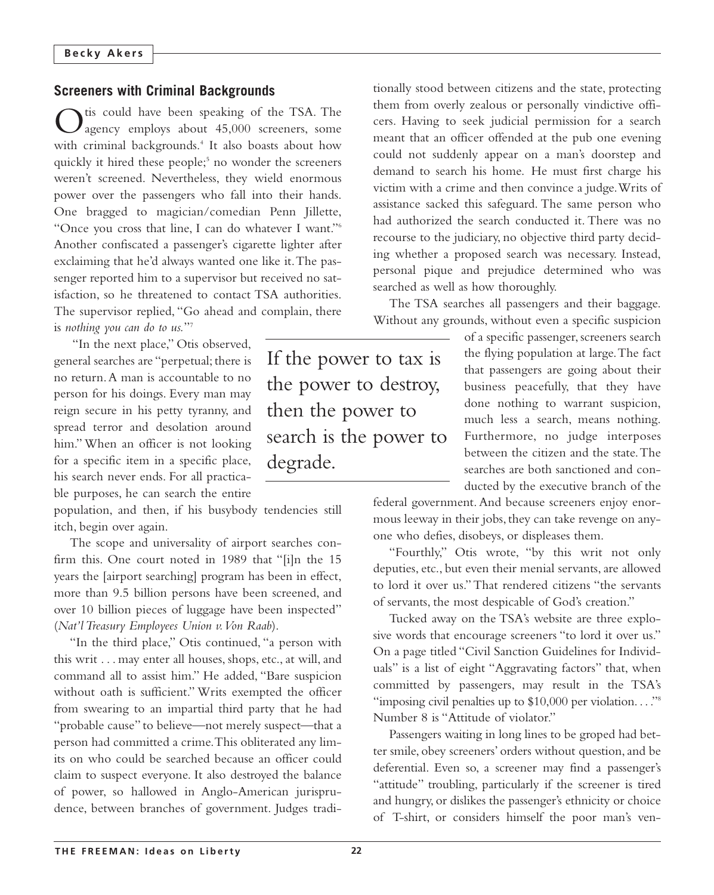## Screeners with Criminal Backgrounds

Otis could have been speaking of the TSA. The agency employs about 45,000 screeners, some with criminal backgrounds.[4] It also boasts about how quickly it hired these people;[5] no wonder the screeners weren't screened. Nevertheless, they wield enormous power over the passengers who fall into their hands. One bragged to magician/comedian Penn Jillette, "Once you cross that line, I can do whatever I want."[6] Another confiscated a passenger's cigarette lighter after exclaiming that he'd always wanted one like it. The passenger reported him to a supervisor but received no satisfaction, so he threatened to contact TSA authorities. The supervisor replied, "Go ahead and complain, there is *nothing you can do to us.*"[7]

"In the next place," Otis observed, general searches are "perpetual; there is no return. A man is accountable to no person for his doings. Every man may reign secure in his petty tyranny, and spread terror and desolation around him." When an officer is not looking for a specific item in a specific place, his search never ends. For all practicable purposes, he can search the entire population, and then, if his busybody tendencies still itch, begin over again.

The scope and universality of airport searches confirm this. One court noted in 1989 that "[i]n the 15 years the [airport searching] program has been in effect, more than 9.5 billion persons have been screened, and over 10 billion pieces of luggage have been inspected" (*Nat'l Treasury Employees Union v. Von Raab*).

"In the third place," Otis continued, "a person with this writ . . . may enter all houses, shops, etc., at will, and command all to assist him." He added, "Bare suspicion without oath is sufficient." Writs exempted the officer from swearing to an impartial third party that he had "probable cause" to believe—not merely suspect—that a person had committed a crime. This obliterated any limits on who could be searched because an officer could claim to suspect everyone. It also destroyed the balance of power, so hallowed in Anglo-American jurisprudence, between branches of government. Judges traditionally stood between citizens and the state, protecting them from overly zealous or personally vindictive officers. Having to seek judicial permission for a search meant that an officer offended at the pub one evening could not suddenly appear on a man's doorstep and demand to search his home. He must first charge his victim with a crime and then convince a judge. Writs of assistance sacked this safeguard. The same person who had authorized the search conducted it. There was no recourse to the judiciary, no objective third party deciding whether a proposed search was necessary. Instead, personal pique and prejudice determined who was searched as well as how thoroughly.

> If the power to tax is the power to destroy, then the power to search is the power to degrade.

The TSA searches all passengers and their baggage. Without any grounds, without even a specific suspicion of a specific passenger, screeners search the flying population at large. The fact that passengers are going about their business peacefully, that they have done nothing to warrant suspicion, much less a search, means nothing. Furthermore, no judge interposes between the citizen and the state. The searches are both sanctioned and conducted by the executive branch of the federal government. And because screeners enjoy enormous leeway in their jobs, they can take revenge on anyone who defies, disobeys, or displeases them.

"Fourthly," Otis wrote, "by this writ not only deputies, etc., but even their menial servants, are allowed to lord it over us." That rendered citizens "the servants of servants, the most despicable of God's creation."

Tucked away on the TSA's website are three explosive words that encourage screeners "to lord it over us." On a page titled "Civil Sanction Guidelines for Individuals" is a list of eight "Aggravating factors" that, when committed by passengers, may result in the TSA's "imposing civil penalties up to $10,000 per violation. . . ."[8] Number 8 is "Attitude of violator."

Passengers waiting in long lines to be groped had better smile, obey screeners' orders without question, and be deferential. Even so, a screener may find a passenger's "attitude" troubling, particularly if the screener is tired and hungry, or dislikes the passenger's ethnicity or choice of T-shirt, or considers himself the poor man's ven-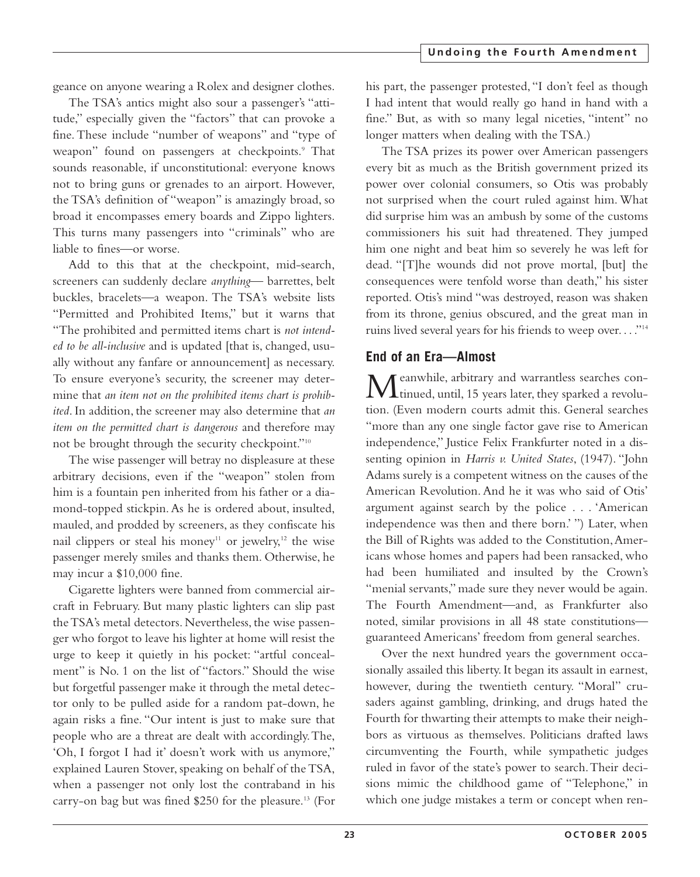geance on anyone wearing a Rolex and designer clothes.

The TSA's antics might also sour a passenger's "attitude," especially given the "factors" that can provoke a fine. These include "number of weapons" and "type of weapon" found on passengers at checkpoints.[9] That sounds reasonable, if unconstitutional: everyone knows not to bring guns or grenades to an airport. However, the TSA's definition of "weapon" is amazingly broad, so broad it encompasses emery boards and Zippo lighters. This turns many passengers into "criminals" who are liable to fines—or worse.

Add to this that at the checkpoint, mid-search, screeners can suddenly declare *anything*— barrettes, belt buckles, bracelets—a weapon. The TSA's website lists "Permitted and Prohibited Items," but it warns that "The prohibited and permitted items chart is *not intended to be all-inclusive* and is updated [that is, changed, usually without any fanfare or announcement] as necessary. To ensure everyone's security, the screener may determine that *an item not on the prohibited items chart is prohibited*. In addition, the screener may also determine that *an item on the permitted chart is dangerous* and therefore may not be brought through the security checkpoint."[10]

The wise passenger will betray no displeasure at these arbitrary decisions, even if the "weapon" stolen from him is a fountain pen inherited from his father or a diamond-topped stickpin. As he is ordered about, insulted, mauled, and prodded by screeners, as they confiscate his nail clippers or steal his money[11] or jewelry,[12] the wise passenger merely smiles and thanks them. Otherwise, he may incur a $10,000 fine.

Cigarette lighters were banned from commercial aircraft in February. But many plastic lighters can slip past the TSA's metal detectors. Nevertheless, the wise passenger who forgot to leave his lighter at home will resist the urge to keep it quietly in his pocket: "artful concealment" is No. 1 on the list of "factors." Should the wise but forgetful passenger make it through the metal detector only to be pulled aside for a random pat-down, he again risks a fine. "Our intent is just to make sure that people who are a threat are dealt with accordingly. The, 'Oh, I forgot I had it' doesn't work with us anymore," explained Lauren Stover, speaking on behalf of the TSA, when a passenger not only lost the contraband in his carry-on bag but was fined $250 for the pleasure.[13] (For his part, the passenger protested, "I don't feel as though I had intent that would really go hand in hand with a fine." But, as with so many legal niceties, "intent" no longer matters when dealing with the TSA.)

The TSA prizes its power over American passengers every bit as much as the British government prized its power over colonial consumers, so Otis was probably not surprised when the court ruled against him. What did surprise him was an ambush by some of the customs commissioners his suit had threatened. They jumped him one night and beat him so severely he was left for dead. "[T]he wounds did not prove mortal, [but] the consequences were tenfold worse than death," his sister reported. Otis's mind "was destroyed, reason was shaken from its throne, genius obscured, and the great man in ruins lived several years for his friends to weep over. . . ."[14]

## End of an Era—Almost

Meanwhile, arbitrary and warrantless searches continued, until, 15 years later, they sparked a revolution. (Even modern courts admit this. General searches "more than any one single factor gave rise to American independence," Justice Felix Frankfurter noted in a dissenting opinion in *Harris v. United States*, (1947). "John Adams surely is a competent witness on the causes of the American Revolution. And he it was who said of Otis' argument against search by the police . . . 'American independence was then and there born.' ") Later, when the Bill of Rights was added to the Constitution, Americans whose homes and papers had been ransacked, who had been humiliated and insulted by the Crown's "menial servants," made sure they never would be again. The Fourth Amendment—and, as Frankfurter also noted, similar provisions in all 48 state constitutions—guaranteed Americans' freedom from general searches.

Over the next hundred years the government occasionally assailed this liberty. It began its assault in earnest, however, during the twentieth century. "Moral" crusaders against gambling, drinking, and drugs hated the Fourth for thwarting their attempts to make their neighbors as virtuous as themselves. Politicians drafted laws circumventing the Fourth, while sympathetic judges ruled in favor of the state's power to search. Their decisions mimic the childhood game of "Telephone," in which one judge mistakes a term or concept when ren-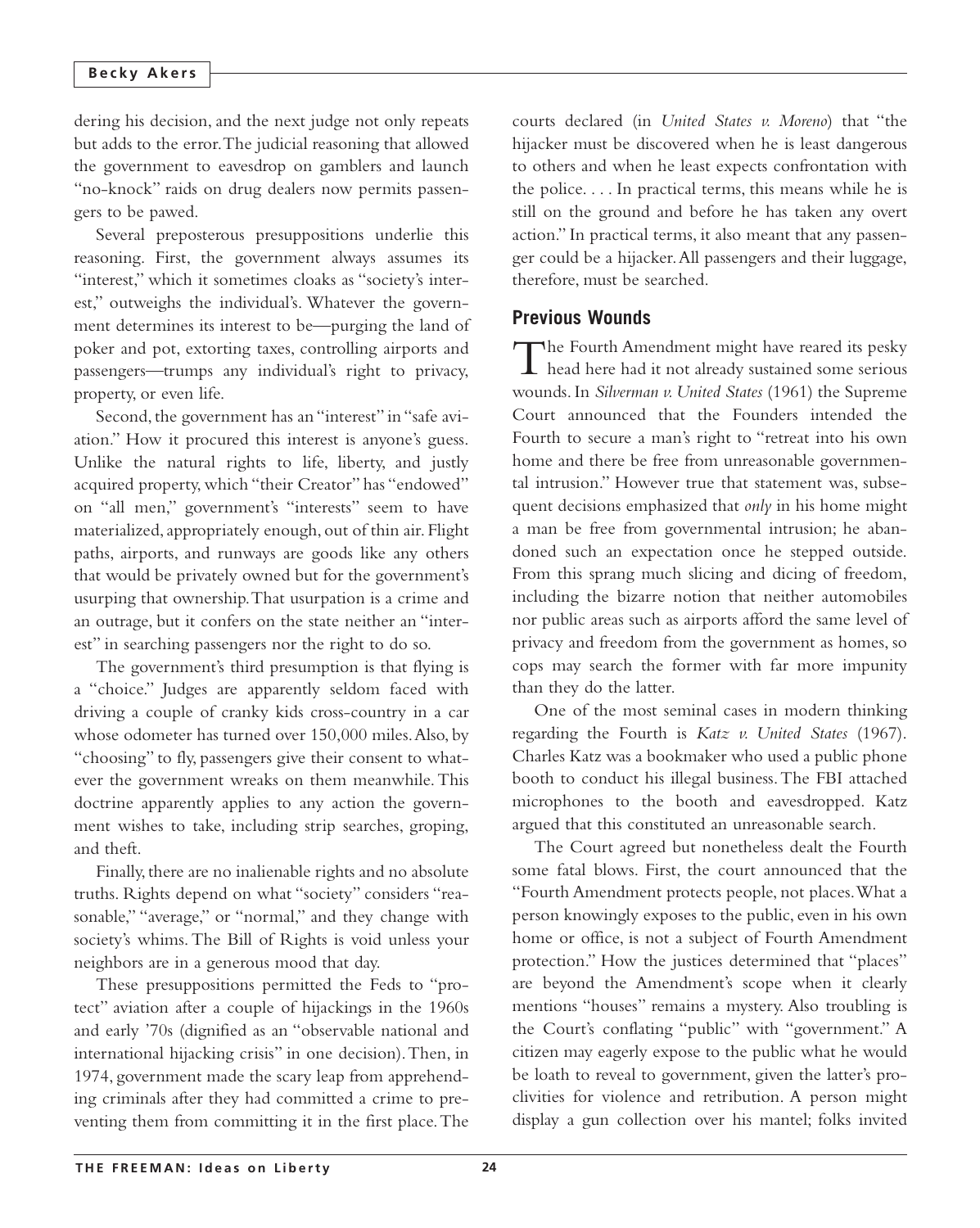dering his decision, and the next judge not only repeats but adds to the error. The judicial reasoning that allowed the government to eavesdrop on gamblers and launch "no-knock" raids on drug dealers now permits passengers to be pawed.

Several preposterous presuppositions underlie this reasoning. First, the government always assumes its "interest," which it sometimes cloaks as "society's interest," outweighs the individual's. Whatever the government determines its interest to be—purging the land of poker and pot, extorting taxes, controlling airports and passengers—trumps any individual's right to privacy, property, or even life.

Second, the government has an "interest" in "safe aviation." How it procured this interest is anyone's guess. Unlike the natural rights to life, liberty, and justly acquired property, which "their Creator" has "endowed" on "all men," government's "interests" seem to have materialized, appropriately enough, out of thin air. Flight paths, airports, and runways are goods like any others that would be privately owned but for the government's usurping that ownership. That usurpation is a crime and an outrage, but it confers on the state neither an "interest" in searching passengers nor the right to do so.

The government's third presumption is that flying is a "choice." Judges are apparently seldom faced with driving a couple of cranky kids cross-country in a car whose odometer has turned over 150,000 miles. Also, by "choosing" to fly, passengers give their consent to whatever the government wreaks on them meanwhile. This doctrine apparently applies to any action the government wishes to take, including strip searches, groping, and theft.

Finally, there are no inalienable rights and no absolute truths. Rights depend on what "society" considers "reasonable," "average," or "normal," and they change with society's whims. The Bill of Rights is void unless your neighbors are in a generous mood that day.

These presuppositions permitted the Feds to "protect" aviation after a couple of hijackings in the 1960s and early '70s (dignified as an "observable national and international hijacking crisis" in one decision). Then, in 1974, government made the scary leap from apprehending criminals after they had committed a crime to preventing them from committing it in the first place. The courts declared (in *United States v. Moreno*) that "the hijacker must be discovered when he is least dangerous to others and when he least expects confrontation with the police. . . . In practical terms, this means while he is still on the ground and before he has taken any overt action." In practical terms, it also meant that any passenger could be a hijacker. All passengers and their luggage, therefore, must be searched.

## Previous Wounds

The Fourth Amendment might have reared its pesky head here had it not already sustained some serious wounds. In *Silverman v. United States* (1961) the Supreme Court announced that the Founders intended the Fourth to secure a man's right to "retreat into his own home and there be free from unreasonable governmental intrusion." However true that statement was, subsequent decisions emphasized that *only* in his home might a man be free from governmental intrusion; he abandoned such an expectation once he stepped outside. From this sprang much slicing and dicing of freedom, including the bizarre notion that neither automobiles nor public areas such as airports afford the same level of privacy and freedom from the government as homes, so cops may search the former with far more impunity than they do the latter.

One of the most seminal cases in modern thinking regarding the Fourth is *Katz v. United States* (1967). Charles Katz was a bookmaker who used a public phone booth to conduct his illegal business. The FBI attached microphones to the booth and eavesdropped. Katz argued that this constituted an unreasonable search.

The Court agreed but nonetheless dealt the Fourth some fatal blows. First, the court announced that the "Fourth Amendment protects people, not places. What a person knowingly exposes to the public, even in his own home or office, is not a subject of Fourth Amendment protection." How the justices determined that "places" are beyond the Amendment's scope when it clearly mentions "houses" remains a mystery. Also troubling is the Court's conflating "public" with "government." A citizen may eagerly expose to the public what he would be loath to reveal to government, given the latter's proclivities for violence and retribution. A person might display a gun collection over his mantel; folks invited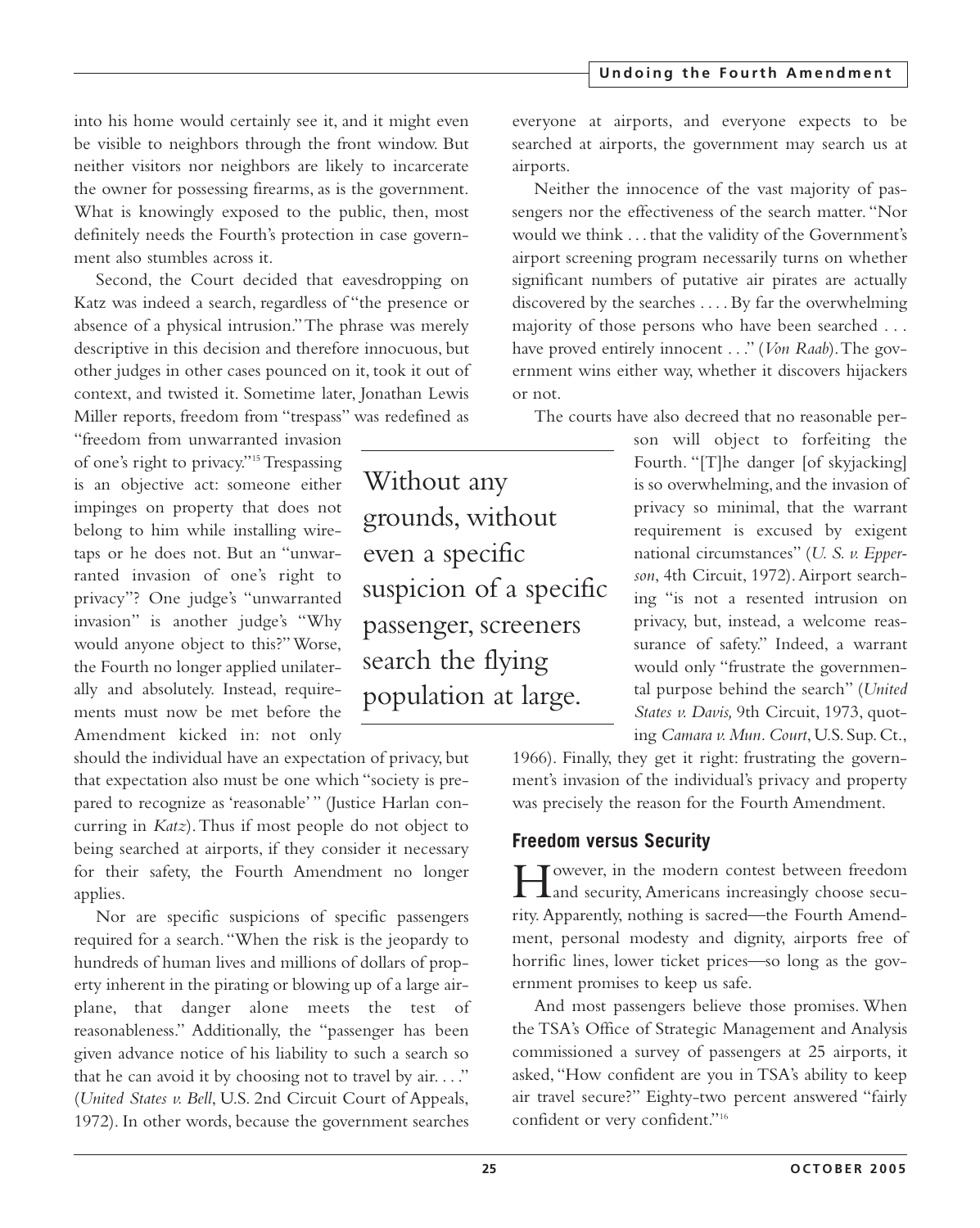into his home would certainly see it, and it might even be visible to neighbors through the front window. But neither visitors nor neighbors are likely to incarcerate the owner for possessing firearms, as is the government. What is knowingly exposed to the public, then, most definitely needs the Fourth's protection in case government also stumbles across it.

Second, the Court decided that eavesdropping on Katz was indeed a search, regardless of "the presence or absence of a physical intrusion." The phrase was merely descriptive in this decision and therefore innocuous, but other judges in other cases pounced on it, took it out of context, and twisted it. Sometime later, Jonathan Lewis Miller reports, freedom from "trespass" was redefined as "freedom from unwarranted invasion of one's right to privacy."[15] Trespassing is an objective act: someone either impinges on property that does not belong to him while installing wiretaps or he does not. But an "unwarranted invasion of one's right to privacy"? One judge's "unwarranted invasion" is another judge's "Why would anyone object to this?" Worse, the Fourth no longer applied unilaterally and absolutely. Instead, requirements must now be met before the Amendment kicked in: not only should the individual have an expectation of privacy, but that expectation also must be one which "society is prepared to recognize as 'reasonable'" (Justice Harlan concurring in *Katz*). Thus if most people do not object to being searched at airports, if they consider it necessary for their safety, the Fourth Amendment no longer applies.

> Without any grounds, without even a specific suspicion of a specific passenger, screeners search the flying population at large.

Nor are specific suspicions of specific passengers required for a search. "When the risk is the jeopardy to hundreds of human lives and millions of dollars of property inherent in the pirating or blowing up of a large airplane, that danger alone meets the test of reasonableness." Additionally, the "passenger has been given advance notice of his liability to such a search so that he can avoid it by choosing not to travel by air. . . ." (*United States v. Bell*, U.S. 2nd Circuit Court of Appeals, 1972). In other words, because the government searches everyone at airports, and everyone expects to be searched at airports, the government may search us at airports.

Neither the innocence of the vast majority of passengers nor the effectiveness of the search matter. "Nor would we think . . . that the validity of the Government's airport screening program necessarily turns on whether significant numbers of putative air pirates are actually discovered by the searches . . . . By far the overwhelming majority of those persons who have been searched . . . have proved entirely innocent . . ." (*Von Raab*). The government wins either way, whether it discovers hijackers or not.

The courts have also decreed that no reasonable person will object to forfeiting the Fourth. "[T]he danger [of skyjacking] is so overwhelming, and the invasion of privacy so minimal, that the warrant requirement is excused by exigent national circumstances" (*U. S. v. Epperson*, 4th Circuit, 1972). Airport searching "is not a resented intrusion on privacy, but, instead, a welcome reassurance of safety." Indeed, a warrant would only "frustrate the governmental purpose behind the search" (*United States v. Davis,* 9th Circuit, 1973, quoting *Camara v. Mun. Court*, U.S. Sup. Ct., 1966). Finally, they get it right: frustrating the government's invasion of the individual's privacy and property was precisely the reason for the Fourth Amendment.

## Freedom versus Security

However, in the modern contest between freedom and security, Americans increasingly choose security. Apparently, nothing is sacred—the Fourth Amendment, personal modesty and dignity, airports free of horrific lines, lower ticket prices—so long as the government promises to keep us safe.

And most passengers believe those promises. When the TSA's Office of Strategic Management and Analysis commissioned a survey of passengers at 25 airports, it asked, "How confident are you in TSA's ability to keep air travel secure?" Eighty-two percent answered "fairly confident or very confident."[16]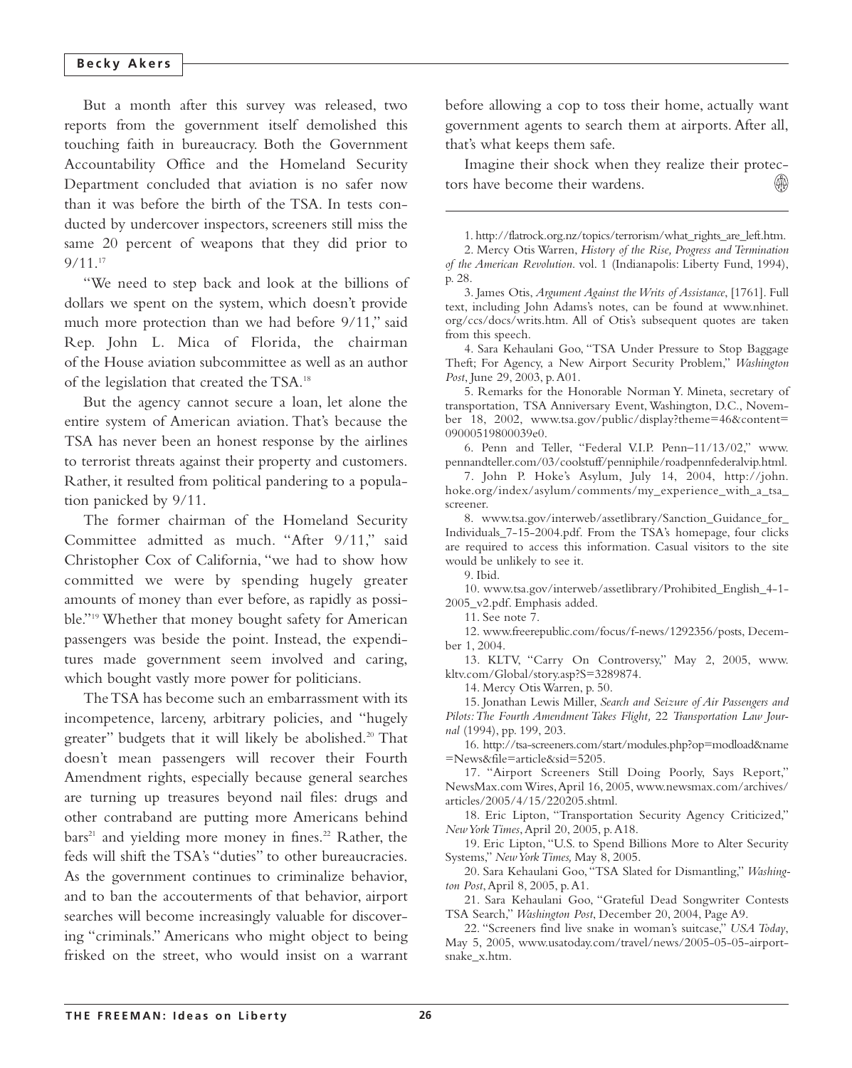But a month after this survey was released, two reports from the government itself demolished this touching faith in bureaucracy. Both the Government Accountability Office and the Homeland Security Department concluded that aviation is no safer now than it was before the birth of the TSA. In tests conducted by undercover inspectors, screeners still miss the same 20 percent of weapons that they did prior to 9/11.[17]

"We need to step back and look at the billions of dollars we spent on the system, which doesn't provide much more protection than we had before 9/11," said Rep. John L. Mica of Florida, the chairman of the House aviation subcommittee as well as an author of the legislation that created the TSA.[18]

But the agency cannot secure a loan, let alone the entire system of American aviation. That's because the TSA has never been an honest response by the airlines to terrorist threats against their property and customers. Rather, it resulted from political pandering to a population panicked by 9/11.

The former chairman of the Homeland Security Committee admitted as much. "After 9/11," said Christopher Cox of California, "we had to show how committed we were by spending hugely greater amounts of money than ever before, as rapidly as possible."[19] Whether that money bought safety for American passengers was beside the point. Instead, the expenditures made government seem involved and caring, which bought vastly more power for politicians.

The TSA has become such an embarrassment with its incompetence, larceny, arbitrary policies, and "hugely greater" budgets that it will likely be abolished.[20] That doesn't mean passengers will recover their Fourth Amendment rights, especially because general searches are turning up treasures beyond nail files: drugs and other contraband are putting more Americans behind bars[21] and yielding more money in fines.[22] Rather, the feds will shift the TSA's "duties" to other bureaucracies. As the government continues to criminalize behavior, and to ban the accouterments of that behavior, airport searches will become increasingly valuable for discovering "criminals." Americans who might object to being frisked on the street, who would insist on a warrant before allowing a cop to toss their home, actually want government agents to search them at airports. After all, that's what keeps them safe.

Imagine their shock when they realize their protectors have become their wardens.

---

1. http://flatrock.org.nz/topics/terrorism/what_rights_are_left.htm.
2. Mercy Otis Warren, *History of the Rise, Progress and Termination of the American Revolution*. vol. 1 (Indianapolis: Liberty Fund, 1994), p. 28.
3. James Otis, *Argument Against the Writs of Assistance*, [1761]. Full text, including John Adams's notes, can be found at www.nhinet.org/ccs/docs/writs.htm. All of Otis's subsequent quotes are taken from this speech.
4. Sara Kehaulani Goo, "TSA Under Pressure to Stop Baggage Theft; For Agency, a New Airport Security Problem," *Washington Post*, June 29, 2003, p. A01.
5. Remarks for the Honorable Norman Y. Mineta, secretary of transportation, TSA Anniversary Event, Washington, D.C., November 18, 2002, www.tsa.gov/public/display?theme=46&content=09000519800039e0.
6. Penn and Teller, "Federal V.I.P. Penn–11/13/02," www.pennandteller.com/03/coolstuff/penniphile/roadpennfederalvip.html.
7. John P. Hoke's Asylum, July 14, 2004, http://john.hoke.org/index/asylum/comments/my_experience_with_a_tsa_screener.
8. www.tsa.gov/interweb/assetlibrary/Sanction_Guidance_for_Individuals_7-15-2004.pdf. From the TSA's homepage, four clicks are required to access this information. Casual visitors to the site would be unlikely to see it.
9. Ibid.
10. www.tsa.gov/interweb/assetlibrary/Prohibited_English_4-1-2005_v2.pdf. Emphasis added.
11. See note 7.
12. www.freerepublic.com/focus/f-news/1292356/posts, December 1, 2004.
13. KLTV, "Carry On Controversy," May 2, 2005, www.kltv.com/Global/story.asp?S=3289874.
14. Mercy Otis Warren, p. 50.
15. Jonathan Lewis Miller, *Search and Seizure of Air Passengers and Pilots: The Fourth Amendment Takes Flight,* 22 *Transportation Law Journal* (1994), pp. 199, 203.
16. http://tsa-screeners.com/start/modules.php?op=modload&name=News&file=article&sid=5205.
17. "Airport Screeners Still Doing Poorly, Says Report," NewsMax.com Wires, April 16, 2005, www.newsmax.com/archives/articles/2005/4/15/220205.shtml.
18. Eric Lipton, "Transportation Security Agency Criticized," *New York Times*, April 20, 2005, p. A18.
19. Eric Lipton, "U.S. to Spend Billions More to Alter Security Systems," *New York Times,* May 8, 2005.
20. Sara Kehaulani Goo, "TSA Slated for Dismantling," *Washington Post*, April 8, 2005, p. A1.
21. Sara Kehaulani Goo, "Grateful Dead Songwriter Contests TSA Search," *Washington Post*, December 20, 2004, Page A9.
22. "Screeners find live snake in woman's suitcase," *USA Today*, May 5, 2005, www.usatoday.com/travel/news/2005-05-05-airport-snake_x.htm.